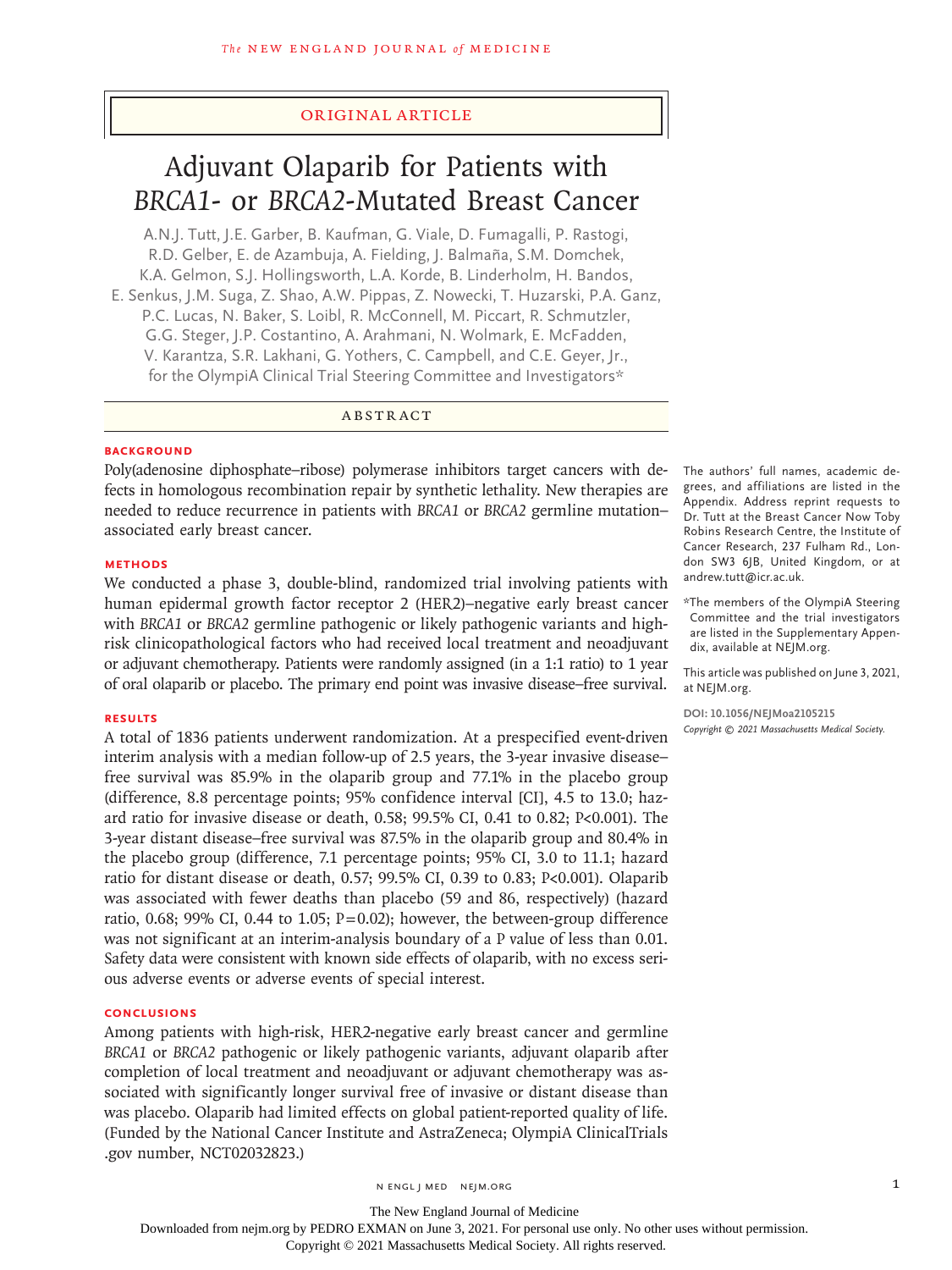Original Article

# Adjuvant Olaparib for Patients with *BRCA1*- or *BRCA2*-Mutated Breast Cancer

A.N.J. Tutt, J.E. Garber, B. Kaufman, G. Viale, D. Fumagalli, P. Rastogi, R.D. Gelber, E. de Azambuja, A. Fielding, J. Balmaña, S.M. Domchek, K.A. Gelmon, S.J. Hollingsworth, L.A. Korde, B. Linderholm, H. Bandos, E. Senkus, J.M. Suga, Z. Shao, A.W. Pippas, Z. Nowecki, T. Huzarski, P.A. Ganz, P.C. Lucas, N. Baker, S. Loibl, R. McConnell, M. Piccart, R. Schmutzler, G.G. Steger, J.P. Costantino, A. Arahmani, N. Wolmark, E. McFadden, V. Karantza, S.R. Lakhani, G. Yothers, C. Campbell, and C.E. Geyer, Jr., for the OlympiA Clinical Trial Steering Committee and Investigators*

## Abstract

### Background

Poly(adenosine diphosphate–ribose) polymerase inhibitors target cancers with defects in homologous recombination repair by synthetic lethality. New therapies are needed to reduce recurrence in patients with *BRCA1* or *BRCA2* germline mutation–associated early breast cancer.

### Methods

We conducted a phase 3, double-blind, randomized trial involving patients with human epidermal growth factor receptor 2 (HER2)–negative early breast cancer with *BRCA1* or *BRCA2* germline pathogenic or likely pathogenic variants and high-risk clinicopathological factors who had received local treatment and neoadjuvant or adjuvant chemotherapy. Patients were randomly assigned (in a 1:1 ratio) to 1 year of oral olaparib or placebo. The primary end point was invasive disease–free survival.

### Results

A total of 1836 patients underwent randomization. At a prespecified event-driven interim analysis with a median follow-up of 2.5 years, the 3-year invasive disease–free survival was 85.9% in the olaparib group and 77.1% in the placebo group (difference, 8.8 percentage points; 95% confidence interval [CI], 4.5 to 13.0; hazard ratio for invasive disease or death, 0.58; 99.5% CI, 0.41 to 0.82; $P<0.001$). The 3-year distant disease–free survival was 87.5% in the olaparib group and 80.4% in the placebo group (difference, 7.1 percentage points; 95% CI, 3.0 to 11.1; hazard ratio for distant disease or death, 0.57; 99.5% CI, 0.39 to 0.83; $P<0.001$). Olaparib was associated with fewer deaths than placebo (59 and 86, respectively) (hazard ratio, 0.68; 99% CI, 0.44 to 1.05; $P=0.02$); however, the between-group difference was not significant at an interim-analysis boundary of a P value of less than 0.01. Safety data were consistent with known side effects of olaparib, with no excess serious adverse events or adverse events of special interest.

### Conclusions

Among patients with high-risk, HER2-negative early breast cancer and germline *BRCA1* or *BRCA2* pathogenic or likely pathogenic variants, adjuvant olaparib after completion of local treatment and neoadjuvant or adjuvant chemotherapy was associated with significantly longer survival free of invasive or distant disease than was placebo. Olaparib had limited effects on global patient-reported quality of life. (Funded by the National Cancer Institute and AstraZeneca; OlympiA ClinicalTrials.gov number, NCT02032823.)

The authors' full names, academic degrees, and affiliations are listed in the Appendix. Address reprint requests to Dr. Tutt at the Breast Cancer Now Toby Robins Research Centre, the Institute of Cancer Research, 237 Fulham Rd., London SW3 6JB, United Kingdom, or at andrew.tutt@icr.ac.uk.

*The members of the OlympiA Steering Committee and the trial investigators are listed in the Supplementary Appendix, available at NEJM.org.

This article was published on June 3, 2021, at NEJM.org.

DOI: 10.1056/NEJMoa2105215
Copyright © 2021 Massachusetts Medical Society.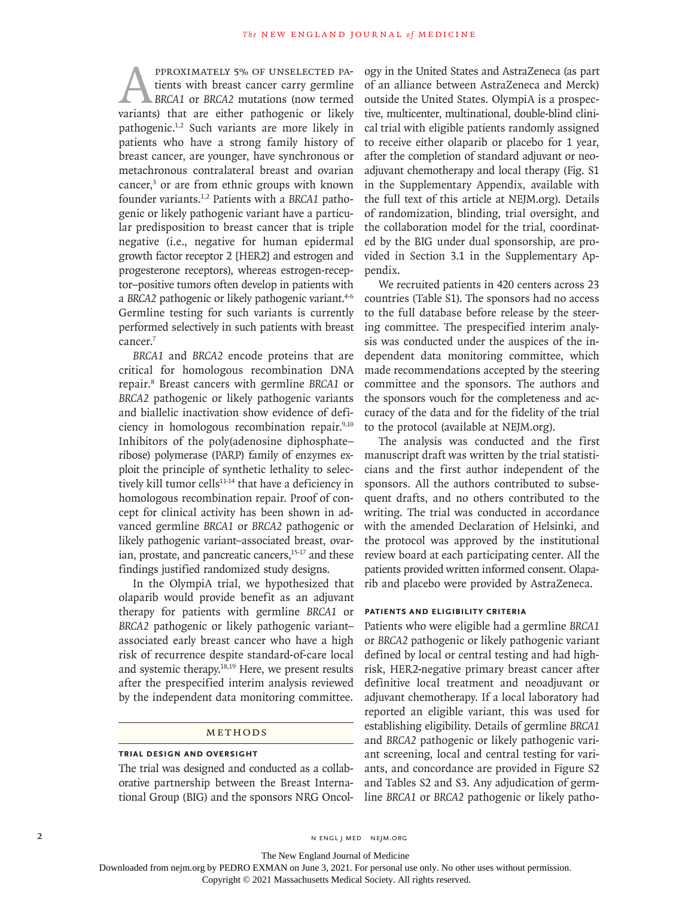Approximately 5% of unselected patients with breast cancer carry germline *BRCA1* or *BRCA2* mutations (now termed variants) that are either pathogenic or likely pathogenic.[1,2] Such variants are more likely in patients who have a strong family history of breast cancer, are younger, have synchronous or metachronous contralateral breast and ovarian cancer,[3] or are from ethnic groups with known founder variants.[1,2] Patients with a *BRCA1* pathogenic or likely pathogenic variant have a particular predisposition to breast cancer that is triple negative (i.e., negative for human epidermal growth factor receptor 2 [HER2] and estrogen and progesterone receptors), whereas estrogen-receptor–positive tumors often develop in patients with a *BRCA2* pathogenic or likely pathogenic variant.[4-6] Germline testing for such variants is currently performed selectively in such patients with breast cancer.[7]

*BRCA1* and *BRCA2* encode proteins that are critical for homologous recombination DNA repair.[8] Breast cancers with germline *BRCA1* or *BRCA2* pathogenic or likely pathogenic variants and biallelic inactivation show evidence of deficiency in homologous recombination repair.[9,10] Inhibitors of the poly(adenosine diphosphate–ribose) polymerase (PARP) family of enzymes exploit the principle of synthetic lethality to selectively kill tumor cells[11-14] that have a deficiency in homologous recombination repair. Proof of concept for clinical activity has been shown in advanced germline *BRCA1* or *BRCA2* pathogenic or likely pathogenic variant–associated breast, ovarian, prostate, and pancreatic cancers,[15-17] and these findings justified randomized study designs.

In the OlympiA trial, we hypothesized that olaparib would provide benefit as an adjuvant therapy for patients with germline *BRCA1* or *BRCA2* pathogenic or likely pathogenic variant–associated early breast cancer who have a high risk of recurrence despite standard-of-care local and systemic therapy.[18,19] Here, we present results after the prespecified interim analysis reviewed by the independent data monitoring committee.

## Methods

### Trial Design and Oversight

The trial was designed and conducted as a collaborative partnership between the Breast International Group (BIG) and the sponsors NRG Oncology in the United States and AstraZeneca (as part of an alliance between AstraZeneca and Merck) outside the United States. OlympiA is a prospective, multicenter, multinational, double-blind clinical trial with eligible patients randomly assigned to receive either olaparib or placebo for 1 year, after the completion of standard adjuvant or neoadjuvant chemotherapy and local therapy (Fig. S1 in the Supplementary Appendix, available with the full text of this article at NEJM.org). Details of randomization, blinding, trial oversight, and the collaboration model for the trial, coordinated by the BIG under dual sponsorship, are provided in Section 3.1 in the Supplementary Appendix.

We recruited patients in 420 centers across 23 countries (Table S1). The sponsors had no access to the full database before release by the steering committee. The prespecified interim analysis was conducted under the auspices of the independent data monitoring committee, which made recommendations accepted by the steering committee and the sponsors. The authors and the sponsors vouch for the completeness and accuracy of the data and for the fidelity of the trial to the protocol (available at NEJM.org).

The analysis was conducted and the first manuscript draft was written by the trial statisticians and the first author independent of the sponsors. All the authors contributed to subsequent drafts, and no others contributed to the writing. The trial was conducted in accordance with the amended Declaration of Helsinki, and the protocol was approved by the institutional review board at each participating center. All the patients provided written informed consent. Olaparib and placebo were provided by AstraZeneca.

### Patients and Eligibility Criteria

Patients who were eligible had a germline *BRCA1* or *BRCA2* pathogenic or likely pathogenic variant defined by local or central testing and had high-risk, HER2-negative primary breast cancer after definitive local treatment and neoadjuvant or adjuvant chemotherapy. If a local laboratory had reported an eligible variant, this was used for establishing eligibility. Details of germline *BRCA1* and *BRCA2* pathogenic or likely pathogenic variant screening, local and central testing for variants, and concordance are provided in Figure S2 and Tables S2 and S3. Any adjudication of germline *BRCA1* or *BRCA2* pathogenic or likely patho-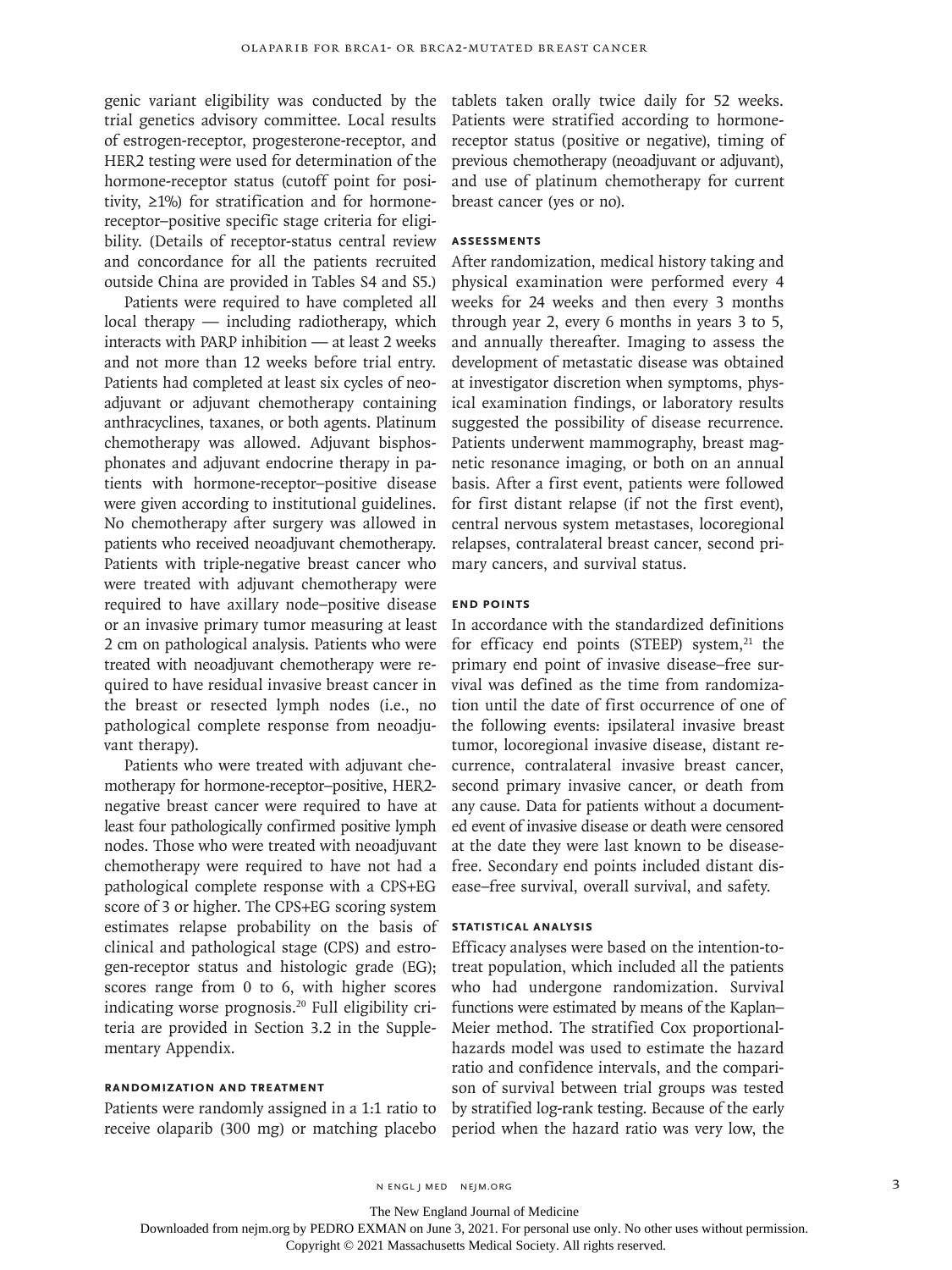genic variant eligibility was conducted by the trial genetics advisory committee. Local results of estrogen-receptor, progesterone-receptor, and HER2 testing were used for determination of the hormone-receptor status (cutoff point for positivity, ≥1%) for stratification and for hormone-receptor–positive specific stage criteria for eligibility. (Details of receptor-status central review and concordance for all the patients recruited outside China are provided in Tables S4 and S5.)

Patients were required to have completed all local therapy — including radiotherapy, which interacts with PARP inhibition — at least 2 weeks and not more than 12 weeks before trial entry. Patients had completed at least six cycles of neoadjuvant or adjuvant chemotherapy containing anthracyclines, taxanes, or both agents. Platinum chemotherapy was allowed. Adjuvant bisphosphonates and adjuvant endocrine therapy in patients with hormone-receptor–positive disease were given according to institutional guidelines. No chemotherapy after surgery was allowed in patients who received neoadjuvant chemotherapy. Patients with triple-negative breast cancer who were treated with adjuvant chemotherapy were required to have axillary node–positive disease or an invasive primary tumor measuring at least 2 cm on pathological analysis. Patients who were treated with neoadjuvant chemotherapy were required to have residual invasive breast cancer in the breast or resected lymph nodes (i.e., no pathological complete response from neoadjuvant therapy).

Patients who were treated with adjuvant chemotherapy for hormone-receptor–positive, HER2-negative breast cancer were required to have at least four pathologically confirmed positive lymph nodes. Those who were treated with neoadjuvant chemotherapy were required to have not had a pathological complete response with a CPS+EG score of 3 or higher. The CPS+EG scoring system estimates relapse probability on the basis of clinical and pathological stage (CPS) and estrogen-receptor status and histologic grade (EG); scores range from 0 to 6, with higher scores indicating worse prognosis.[20] Full eligibility criteria are provided in Section 3.2 in the Supplementary Appendix.

### Randomization and Treatment

Patients were randomly assigned in a 1:1 ratio to receive olaparib (300 mg) or matching placebo tablets taken orally twice daily for 52 weeks. Patients were stratified according to hormone-receptor status (positive or negative), timing of previous chemotherapy (neoadjuvant or adjuvant), and use of platinum chemotherapy for current breast cancer (yes or no).

### Assessments

After randomization, medical history taking and physical examination were performed every 4 weeks for 24 weeks and then every 3 months through year 2, every 6 months in years 3 to 5, and annually thereafter. Imaging to assess the development of metastatic disease was obtained at investigator discretion when symptoms, physical examination findings, or laboratory results suggested the possibility of disease recurrence. Patients underwent mammography, breast magnetic resonance imaging, or both on an annual basis. After a first event, patients were followed for first distant relapse (if not the first event), central nervous system metastases, locoregional relapses, contralateral breast cancer, second primary cancers, and survival status.

### End Points

In accordance with the standardized definitions for efficacy end points (STEEP) system,[21] the primary end point of invasive disease–free survival was defined as the time from randomization until the date of first occurrence of one of the following events: ipsilateral invasive breast tumor, locoregional invasive disease, distant recurrence, contralateral invasive breast cancer, second primary invasive cancer, or death from any cause. Data for patients without a documented event of invasive disease or death were censored at the date they were last known to be disease-free. Secondary end points included distant disease–free survival, overall survival, and safety.

### Statistical Analysis

Efficacy analyses were based on the intention-to-treat population, which included all the patients who had undergone randomization. Survival functions were estimated by means of the Kaplan–Meier method. The stratified Cox proportional-hazards model was used to estimate the hazard ratio and confidence intervals, and the comparison of survival between trial groups was tested by stratified log-rank testing. Because of the early period when the hazard ratio was very low, the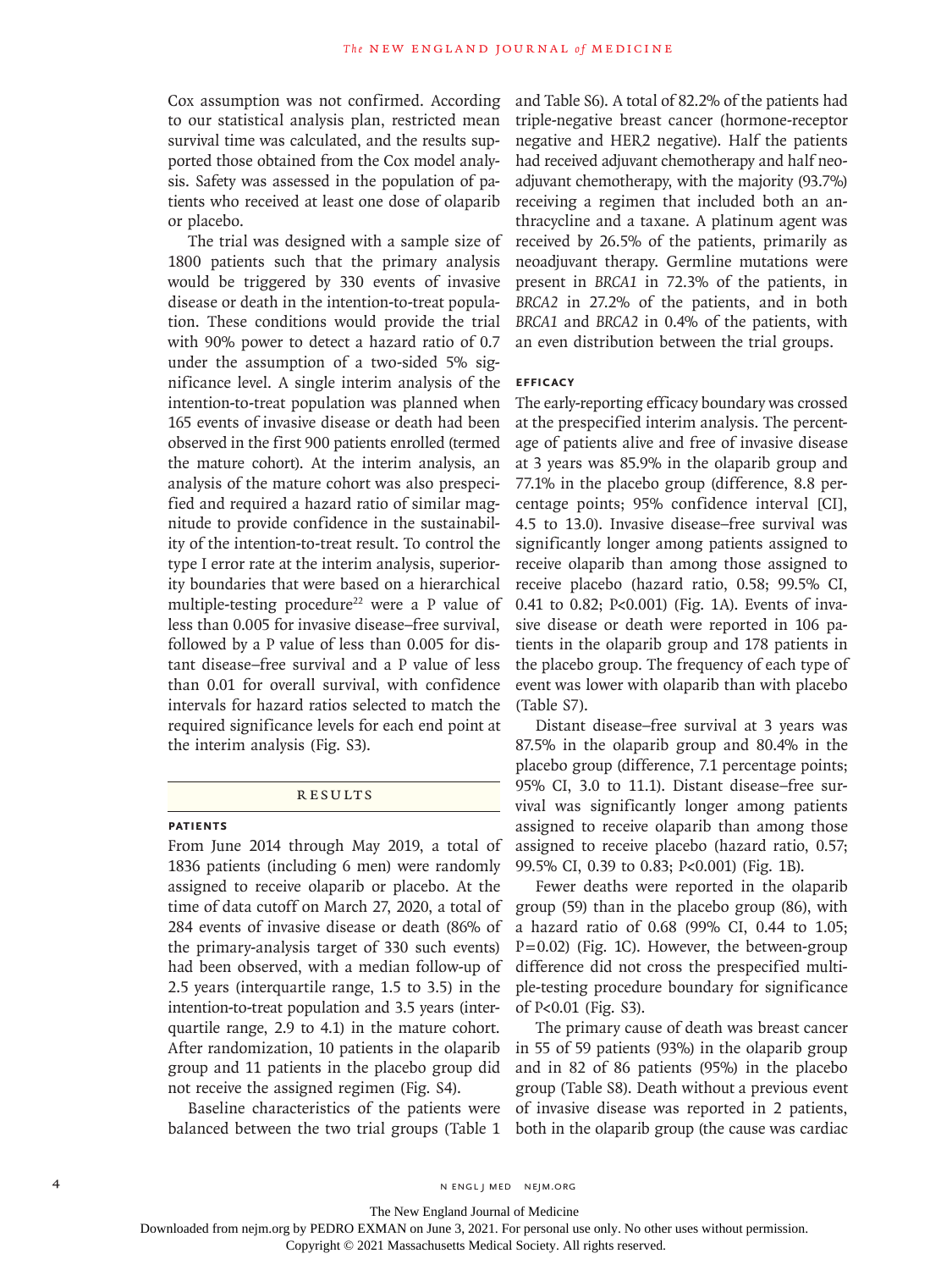Cox assumption was not confirmed. According to our statistical analysis plan, restricted mean survival time was calculated, and the results supported those obtained from the Cox model analysis. Safety was assessed in the population of patients who received at least one dose of olaparib or placebo.

The trial was designed with a sample size of 1800 patients such that the primary analysis would be triggered by 330 events of invasive disease or death in the intention-to-treat population. These conditions would provide the trial with 90% power to detect a hazard ratio of 0.7 under the assumption of a two-sided 5% significance level. A single interim analysis of the intention-to-treat population was planned when 165 events of invasive disease or death had been observed in the first 900 patients enrolled (termed the mature cohort). At the interim analysis, an analysis of the mature cohort was also prespecified and required a hazard ratio of similar magnitude to provide confidence in the sustainability of the intention-to-treat result. To control the type I error rate at the interim analysis, superiority boundaries that were based on a hierarchical multiple-testing procedure[22] were a P value of less than 0.005 for invasive disease–free survival, followed by a P value of less than 0.005 for distant disease–free survival and a P value of less than 0.01 for overall survival, with confidence intervals for hazard ratios selected to match the required significance levels for each end point at the interim analysis (Fig. S3).

## RESULTS

### PATIENTS

From June 2014 through May 2019, a total of 1836 patients (including 6 men) were randomly assigned to receive olaparib or placebo. At the time of data cutoff on March 27, 2020, a total of 284 events of invasive disease or death (86% of the primary-analysis target of 330 such events) had been observed, with a median follow-up of 2.5 years (interquartile range, 1.5 to 3.5) in the intention-to-treat population and 3.5 years (interquartile range, 2.9 to 4.1) in the mature cohort. After randomization, 10 patients in the olaparib group and 11 patients in the placebo group did not receive the assigned regimen (Fig. S4).

Baseline characteristics of the patients were balanced between the two trial groups (Table 1 and Table S6). A total of 82.2% of the patients had triple-negative breast cancer (hormone-receptor negative and HER2 negative). Half the patients had received adjuvant chemotherapy and half neoadjuvant chemotherapy, with the majority (93.7%) receiving a regimen that included both an anthracycline and a taxane. A platinum agent was received by 26.5% of the patients, primarily as neoadjuvant therapy. Germline mutations were present in *BRCA1* in 72.3% of the patients, in *BRCA2* in 27.2% of the patients, and in both *BRCA1* and *BRCA2* in 0.4% of the patients, with an even distribution between the trial groups.

### EFFICACY

The early-reporting efficacy boundary was crossed at the prespecified interim analysis. The percentage of patients alive and free of invasive disease at 3 years was 85.9% in the olaparib group and 77.1% in the placebo group (difference, 8.8 percentage points; 95% confidence interval [CI], 4.5 to 13.0). Invasive disease–free survival was significantly longer among patients assigned to receive olaparib than among those assigned to receive placebo (hazard ratio, 0.58; 99.5% CI, 0.41 to 0.82; P<0.001) (Fig. 1A). Events of invasive disease or death were reported in 106 patients in the olaparib group and 178 patients in the placebo group. The frequency of each type of event was lower with olaparib than with placebo (Table S7).

Distant disease–free survival at 3 years was 87.5% in the olaparib group and 80.4% in the placebo group (difference, 7.1 percentage points; 95% CI, 3.0 to 11.1). Distant disease–free survival was significantly longer among patients assigned to receive olaparib than among those assigned to receive placebo (hazard ratio, 0.57; 99.5% CI, 0.39 to 0.83; P<0.001) (Fig. 1B).

Fewer deaths were reported in the olaparib group (59) than in the placebo group (86), with a hazard ratio of 0.68 (99% CI, 0.44 to 1.05; P=0.02) (Fig. 1C). However, the between-group difference did not cross the prespecified multiple-testing procedure boundary for significance of P<0.01 (Fig. S3).

The primary cause of death was breast cancer in 55 of 59 patients (93%) in the olaparib group and in 82 of 86 patients (95%) in the placebo group (Table S8). Death without a previous event of invasive disease was reported in 2 patients, both in the olaparib group (the cause was cardiac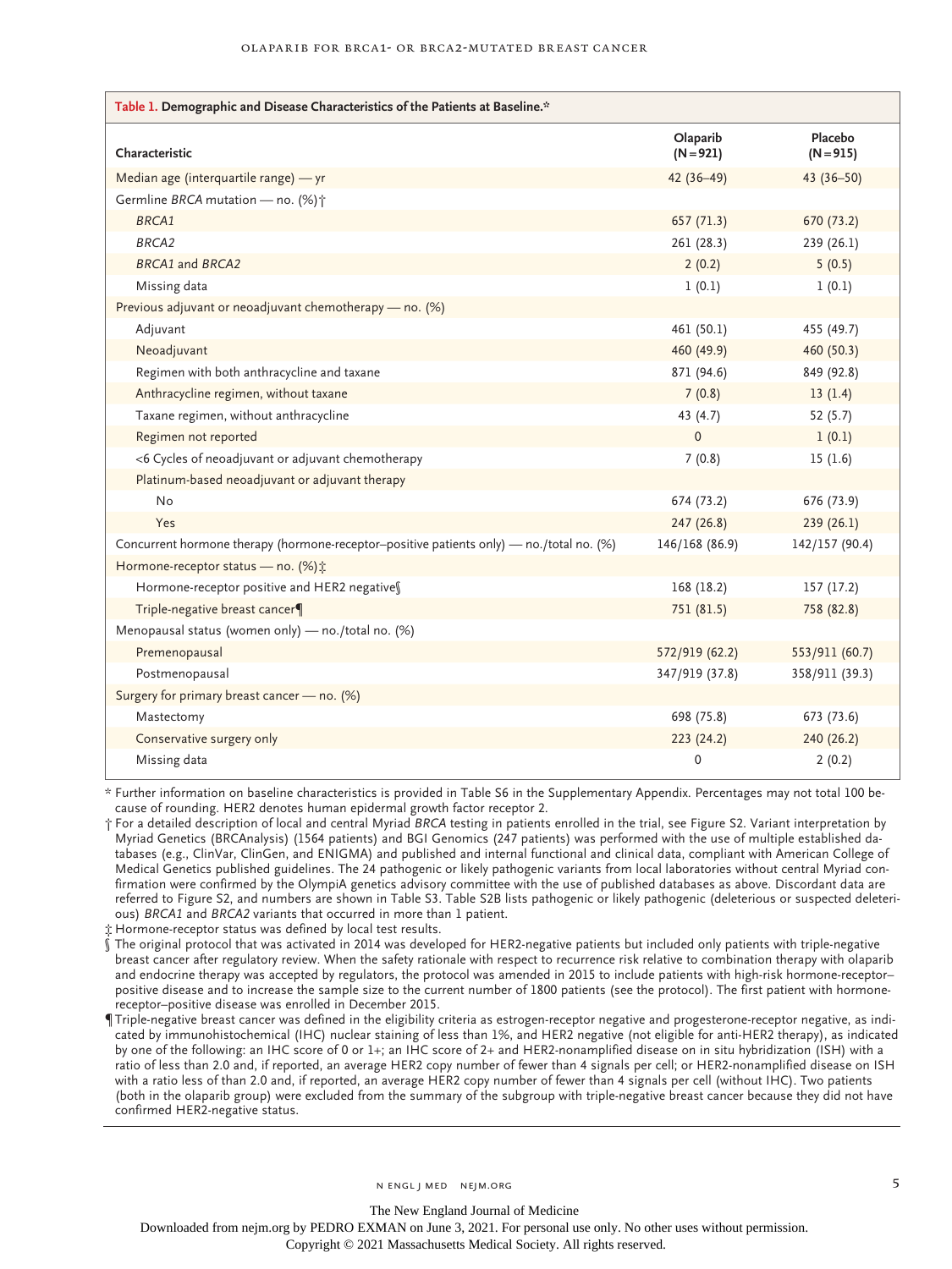**Table 1. Demographic and Disease Characteristics of the Patients at Baseline.***

| Characteristic | Olaparib (N=921) | Placebo (N=915) |
|---|---|---|
| Median age (interquartile range) — yr | 42 (36–49) | 43 (36–50) |
| Germline *BRCA* mutation — no. (%)† | | |
| *BRCA1* | 657 (71.3) | 670 (73.2) |
| *BRCA2* | 261 (28.3) | 239 (26.1) |
| *BRCA1* and *BRCA2* | 2 (0.2) | 5 (0.5) |
| Missing data | 1 (0.1) | 1 (0.1) |
| Previous adjuvant or neoadjuvant chemotherapy — no. (%) | | |
| Adjuvant | 461 (50.1) | 455 (49.7) |
| Neoadjuvant | 460 (49.9) | 460 (50.3) |
| Regimen with both anthracycline and taxane | 871 (94.6) | 849 (92.8) |
| Anthracycline regimen, without taxane | 7 (0.8) | 13 (1.4) |
| Taxane regimen, without anthracycline | 43 (4.7) | 52 (5.7) |
| Regimen not reported | 0 | 1 (0.1) |
| <6 Cycles of neoadjuvant or adjuvant chemotherapy | 7 (0.8) | 15 (1.6) |
| Platinum-based neoadjuvant or adjuvant therapy | | |
| No | 674 (73.2) | 676 (73.9) |
| Yes | 247 (26.8) | 239 (26.1) |
| Concurrent hormone therapy (hormone-receptor–positive patients only) — no./total no. (%) | 146/168 (86.9) | 142/157 (90.4) |
| Hormone-receptor status — no. (%)‡ | | |
| Hormone-receptor positive and HER2 negative§ | 168 (18.2) | 157 (17.2) |
| Triple-negative breast cancer¶ | 751 (81.5) | 758 (82.8) |
| Menopausal status (women only) — no./total no. (%) | | |
| Premenopausal | 572/919 (62.2) | 553/911 (60.7) |
| Postmenopausal | 347/919 (37.8) | 358/911 (39.3) |
| Surgery for primary breast cancer — no. (%) | | |
| Mastectomy | 698 (75.8) | 673 (73.6) |
| Conservative surgery only | 223 (24.2) | 240 (26.2) |
| Missing data | 0 | 2 (0.2) |

\* Further information on baseline characteristics is provided in Table S6 in the Supplementary Appendix. Percentages may not total 100 because of rounding. HER2 denotes human epidermal growth factor receptor 2.

† For a detailed description of local and central Myriad *BRCA* testing in patients enrolled in the trial, see Figure S2. Variant interpretation by Myriad Genetics (BRCAnalysis) (1564 patients) and BGI Genomics (247 patients) was performed with the use of multiple established databases (e.g., ClinVar, ClinGen, and ENIGMA) and published and internal functional and clinical data, compliant with American College of Medical Genetics published guidelines. The 24 pathogenic or likely pathogenic variants from local laboratories without central Myriad confirmation were confirmed by the OlympiA genetics advisory committee with the use of published databases as above. Discordant data are referred to Figure S2, and numbers are shown in Table S3. Table S2B lists pathogenic or likely pathogenic (deleterious or suspected deleterious) *BRCA1* and *BRCA2* variants that occurred in more than 1 patient.

‡ Hormone-receptor status was defined by local test results.

§ The original protocol that was activated in 2014 was developed for HER2-negative patients but included only patients with triple-negative breast cancer after regulatory review. When the safety rationale with respect to recurrence risk relative to combination therapy with olaparib and endocrine therapy was accepted by regulators, the protocol was amended in 2015 to include patients with high-risk hormone-receptor–positive disease and to increase the sample size to the current number of 1800 patients (see the protocol). The first patient with hormone-receptor–positive disease was enrolled in December 2015.

¶ Triple-negative breast cancer was defined in the eligibility criteria as estrogen-receptor negative and progesterone-receptor negative, as indicated by immunohistochemical (IHC) nuclear staining of less than 1%, and HER2 negative (not eligible for anti-HER2 therapy), as indicated by one of the following: an IHC score of 0 or 1+; an IHC score of 2+ and HER2-nonamplified disease on in situ hybridization (ISH) with a ratio of less than 2.0 and, if reported, an average HER2 copy number of fewer than 4 signals per cell; or HER2-nonamplified disease on ISH with a ratio less of than 2.0 and, if reported, an average HER2 copy number of fewer than 4 signals per cell (without IHC). Two patients (both in the olaparib group) were excluded from the summary of the subgroup with triple-negative breast cancer because they did not have confirmed HER2-negative status.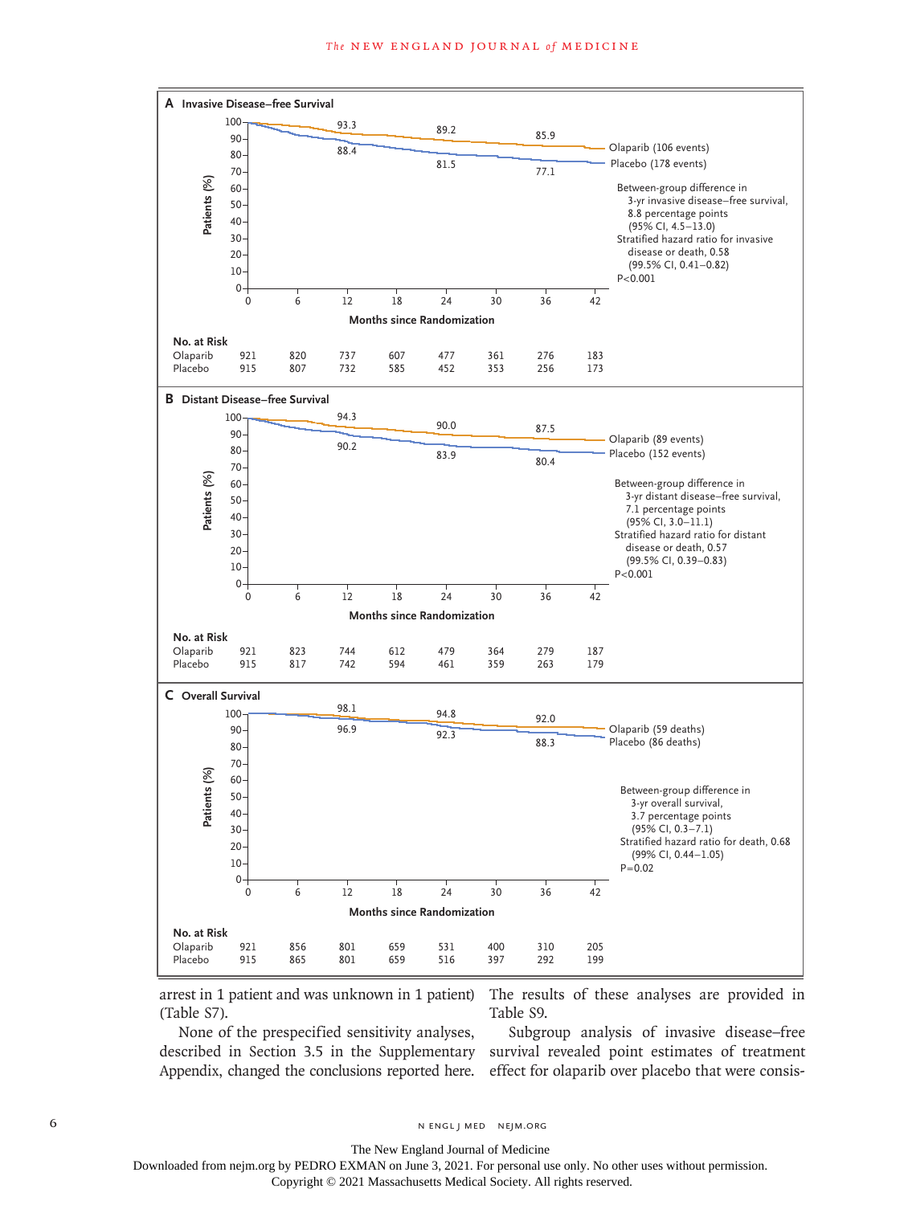**A Invasive Disease–free Survival**

Olaparib (106 events)
Placebo (178 events)

Between-group difference in 3-yr invasive disease–free survival, 8.8 percentage points (95% CI, 4.5–13.0)
Stratified hazard ratio for invasive disease or death, 0.58 (99.5% CI, 0.41–0.82)
P<0.001

| Months since Randomization | 0 | 6 | 12 | 18 | 24 | 30 | 36 | 42 |
|---|---|---|---|---|---|---|---|---|
| **No. at Risk** | | | | | | | | |
| Olaparib | 921 | 820 | 737 | 607 | 477 | 361 | 276 | 183 |
| Placebo | 915 | 807 | 732 | 585 | 452 | 353 | 256 | 173 |

Olaparib: 93.3 (12 mo), 89.2 (24 mo), 85.9 (36 mo); Placebo: 88.4 (12 mo), 81.5 (24 mo), 77.1 (36 mo)

**B Distant Disease–free Survival**

Olaparib (89 events)
Placebo (152 events)

Between-group difference in 3-yr distant disease–free survival, 7.1 percentage points (95% CI, 3.0–11.1)
Stratified hazard ratio for distant disease or death, 0.57 (99.5% CI, 0.39–0.83)
P<0.001

| Months since Randomization | 0 | 6 | 12 | 18 | 24 | 30 | 36 | 42 |
|---|---|---|---|---|---|---|---|---|
| **No. at Risk** | | | | | | | | |
| Olaparib | 921 | 823 | 744 | 612 | 479 | 364 | 279 | 187 |
| Placebo | 915 | 817 | 742 | 594 | 461 | 359 | 263 | 179 |

Olaparib: 94.3 (12 mo), 90.0 (24 mo), 87.5 (36 mo); Placebo: 90.2 (12 mo), 83.9 (24 mo), 80.4 (36 mo)

**C Overall Survival**

Olaparib (59 deaths)
Placebo (86 deaths)

Between-group difference in 3-yr overall survival, 3.7 percentage points (95% CI, 0.3–7.1)
Stratified hazard ratio for death, 0.68 (99% CI, 0.44–1.05)
P=0.02

| Months since Randomization | 0 | 6 | 12 | 18 | 24 | 30 | 36 | 42 |
|---|---|---|---|---|---|---|---|---|
| **No. at Risk** | | | | | | | | |
| Olaparib | 921 | 856 | 801 | 659 | 531 | 400 | 310 | 205 |
| Placebo | 915 | 865 | 801 | 659 | 516 | 397 | 292 | 199 |

Olaparib: 98.1 (12 mo), 94.8 (24 mo), 92.0 (36 mo); Placebo: 96.9 (12 mo), 92.3 (24 mo), 88.3 (36 mo)

arrest in 1 patient and was unknown in 1 patient) (Table S7).

None of the prespecified sensitivity analyses, described in Section 3.5 in the Supplementary Appendix, changed the conclusions reported here. The results of these analyses are provided in Table S9.

Subgroup analysis of invasive disease–free survival revealed point estimates of treatment effect for olaparib over placebo that were consis-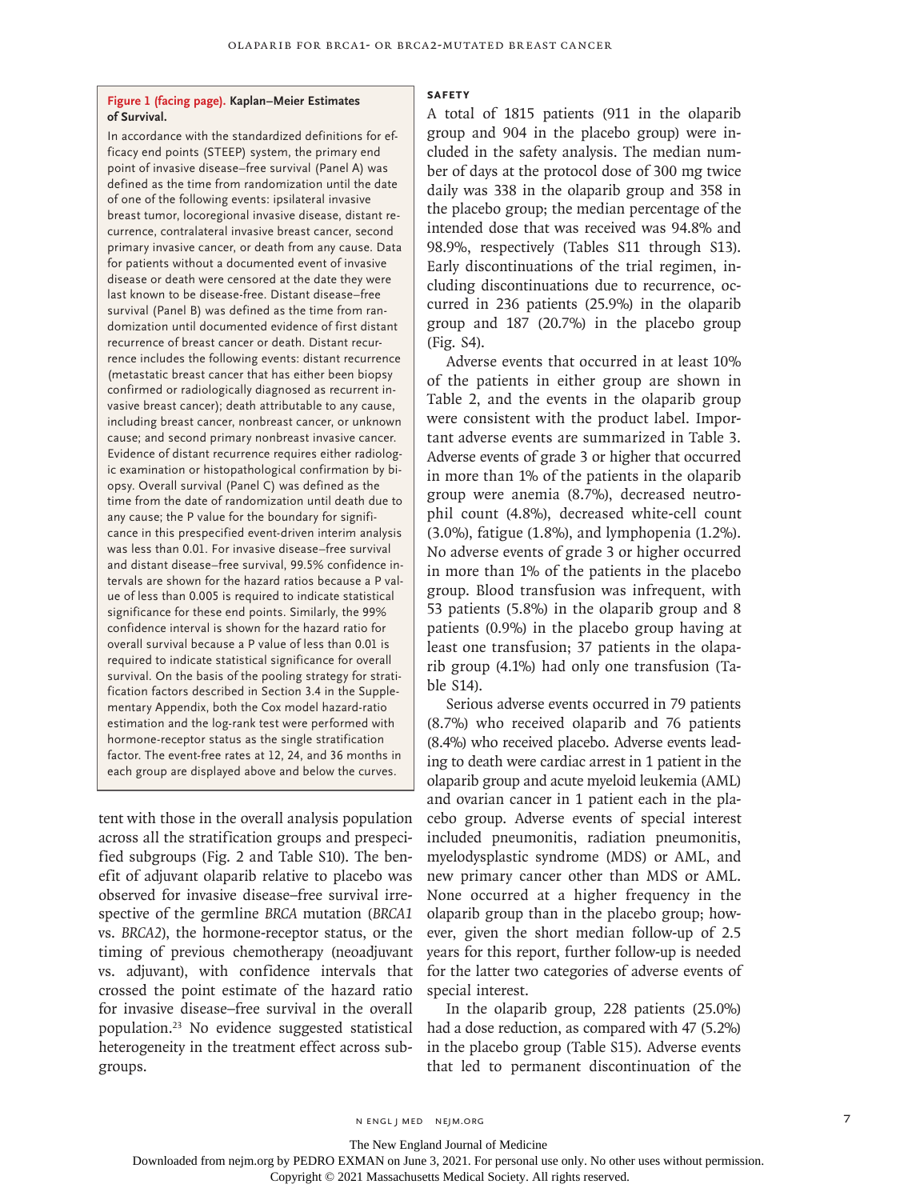**Figure 1 (facing page). Kaplan–Meier Estimates of Survival.**

In accordance with the standardized definitions for efficacy end points (STEEP) system, the primary end point of invasive disease–free survival (Panel A) was defined as the time from randomization until the date of one of the following events: ipsilateral invasive breast tumor, locoregional invasive disease, distant recurrence, contralateral invasive breast cancer, second primary invasive cancer, or death from any cause. Data for patients without a documented event of invasive disease or death were censored at the date they were last known to be disease-free. Distant disease–free survival (Panel B) was defined as the time from randomization until documented evidence of first distant recurrence of breast cancer or death. Distant recurrence includes the following events: distant recurrence (metastatic breast cancer that has either been biopsy confirmed or radiologically diagnosed as recurrent invasive breast cancer); death attributable to any cause, including breast cancer, nonbreast cancer, or unknown cause; and second primary nonbreast invasive cancer. Evidence of distant recurrence requires either radiologic examination or histopathological confirmation by biopsy. Overall survival (Panel C) was defined as the time from the date of randomization until death due to any cause; the P value for the boundary for significance in this prespecified event-driven interim analysis was less than 0.01. For invasive disease–free survival and distant disease–free survival, 99.5% confidence intervals are shown for the hazard ratios because a P value of less than 0.005 is required to indicate statistical significance for these end points. Similarly, the 99% confidence interval is shown for the hazard ratio for overall survival because a P value of less than 0.01 is required to indicate statistical significance for overall survival. On the basis of the pooling strategy for stratification factors described in Section 3.4 in the Supplementary Appendix, both the Cox model hazard-ratio estimation and the log-rank test were performed with hormone-receptor status as the single stratification factor. The event-free rates at 12, 24, and 36 months in each group are displayed above and below the curves.

tent with those in the overall analysis population across all the stratification groups and prespecified subgroups (Fig. 2 and Table S10). The benefit of adjuvant olaparib relative to placebo was observed for invasive disease–free survival irrespective of the germline *BRCA* mutation (*BRCA1* vs. *BRCA2*), the hormone-receptor status, or the timing of previous chemotherapy (neoadjuvant vs. adjuvant), with confidence intervals that crossed the point estimate of the hazard ratio for invasive disease–free survival in the overall population.[23] No evidence suggested statistical heterogeneity in the treatment effect across subgroups.

### SAFETY

A total of 1815 patients (911 in the olaparib group and 904 in the placebo group) were included in the safety analysis. The median number of days at the protocol dose of 300 mg twice daily was 338 in the olaparib group and 358 in the placebo group; the median percentage of the intended dose that was received was 94.8% and 98.9%, respectively (Tables S11 through S13). Early discontinuations of the trial regimen, including discontinuations due to recurrence, occurred in 236 patients (25.9%) in the olaparib group and 187 (20.7%) in the placebo group (Fig. S4).

Adverse events that occurred in at least 10% of the patients in either group are shown in Table 2, and the events in the olaparib group were consistent with the product label. Important adverse events are summarized in Table 3. Adverse events of grade 3 or higher that occurred in more than 1% of the patients in the olaparib group were anemia (8.7%), decreased neutrophil count (4.8%), decreased white-cell count (3.0%), fatigue (1.8%), and lymphopenia (1.2%). No adverse events of grade 3 or higher occurred in more than 1% of the patients in the placebo group. Blood transfusion was infrequent, with 53 patients (5.8%) in the olaparib group and 8 patients (0.9%) in the placebo group having at least one transfusion; 37 patients in the olaparib group (4.1%) had only one transfusion (Table S14).

Serious adverse events occurred in 79 patients (8.7%) who received olaparib and 76 patients (8.4%) who received placebo. Adverse events leading to death were cardiac arrest in 1 patient in the olaparib group and acute myeloid leukemia (AML) and ovarian cancer in 1 patient each in the placebo group. Adverse events of special interest included pneumonitis, radiation pneumonitis, myelodysplastic syndrome (MDS) or AML, and new primary cancer other than MDS or AML. None occurred at a higher frequency in the olaparib group than in the placebo group; however, given the short median follow-up of 2.5 years for this report, further follow-up is needed for the latter two categories of adverse events of special interest.

In the olaparib group, 228 patients (25.0%) had a dose reduction, as compared with 47 (5.2%) in the placebo group (Table S15). Adverse events that led to permanent discontinuation of the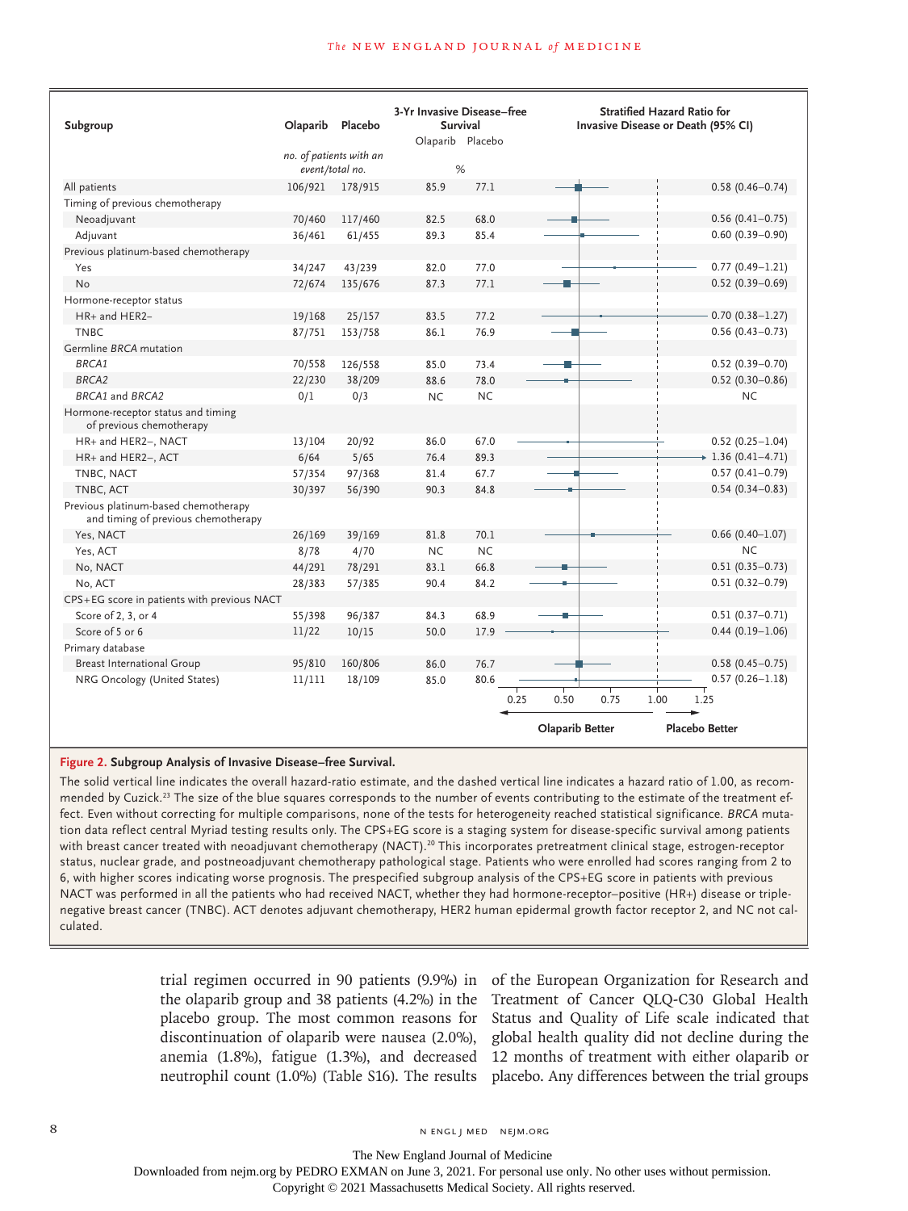| Subgroup | Olaparib | Placebo | 3-Yr Invasive Disease–free Survival, Olaparib | 3-Yr Invasive Disease–free Survival, Placebo | Stratified Hazard Ratio for Invasive Disease or Death (95% CI) |
|---|---|---|---|---|---|
| | *no. of patients with an event/total no.* | | % | | |
| All patients | 106/921 | 178/915 | 85.9 | 77.1 | 0.58 (0.46–0.74) |
| Timing of previous chemotherapy | | | | | |
| Neoadjuvant | 70/460 | 117/460 | 82.5 | 68.0 | 0.56 (0.41–0.75) |
| Adjuvant | 36/461 | 61/455 | 89.3 | 85.4 | 0.60 (0.39–0.90) |
| Previous platinum-based chemotherapy | | | | | |
| Yes | 34/247 | 43/239 | 82.0 | 77.0 | 0.77 (0.49–1.21) |
| No | 72/674 | 135/676 | 87.3 | 77.1 | 0.52 (0.39–0.69) |
| Hormone-receptor status | | | | | |
| HR+ and HER2– | 19/168 | 25/157 | 83.5 | 77.2 | 0.70 (0.38–1.27) |
| TNBC | 87/751 | 153/758 | 86.1 | 76.9 | 0.56 (0.43–0.73) |
| Germline *BRCA* mutation | | | | | |
| *BRCA1* | 70/558 | 126/558 | 85.0 | 73.4 | 0.52 (0.39–0.70) |
| *BRCA2* | 22/230 | 38/209 | 88.6 | 78.0 | 0.52 (0.30–0.86) |
| *BRCA1* and *BRCA2* | 0/1 | 0/3 | NC | NC | NC |
| Hormone-receptor status and timing of previous chemotherapy | | | | | |
| HR+ and HER2–, NACT | 13/104 | 20/92 | 86.0 | 67.0 | 0.52 (0.25–1.04) |
| HR+ and HER2–, ACT | 6/64 | 5/65 | 76.4 | 89.3 | 1.36 (0.41–4.71) |
| TNBC, NACT | 57/354 | 97/368 | 81.4 | 67.7 | 0.57 (0.41–0.79) |
| TNBC, ACT | 30/397 | 56/390 | 90.3 | 84.8 | 0.54 (0.34–0.83) |
| Previous platinum-based chemotherapy and timing of previous chemotherapy | | | | | |
| Yes, NACT | 26/169 | 39/169 | 81.8 | 70.1 | 0.66 (0.40–1.07) |
| Yes, ACT | 8/78 | 4/70 | NC | NC | NC |
| No, NACT | 44/291 | 78/291 | 83.1 | 66.8 | 0.51 (0.35–0.73) |
| No, ACT | 28/383 | 57/385 | 90.4 | 84.2 | 0.51 (0.32–0.79) |
| CPS+EG score in patients with previous NACT | | | | | |
| Score of 2, 3, or 4 | 55/398 | 96/387 | 84.3 | 68.9 | 0.51 (0.37–0.71) |
| Score of 5 or 6 | 11/22 | 10/15 | 50.0 | 17.9 | 0.44 (0.19–1.06) |
| Primary database | | | | | |
| Breast International Group | 95/810 | 160/806 | 86.0 | 76.7 | 0.58 (0.45–0.75) |
| NRG Oncology (United States) | 11/111 | 18/109 | 85.0 | 80.6 | 0.57 (0.26–1.18) |

(Forest plot axis: 0.25, 0.50, 0.75, 1.00, 1.25; ← Olaparib Better | Placebo Better →)

**Figure 2. Subgroup Analysis of Invasive Disease–free Survival.**

The solid vertical line indicates the overall hazard-ratio estimate, and the dashed vertical line indicates a hazard ratio of 1.00, as recommended by Cuzick.[23] The size of the blue squares corresponds to the number of events contributing to the estimate of the treatment effect. Even without correcting for multiple comparisons, none of the tests for heterogeneity reached statistical significance. *BRCA* mutation data reflect central Myriad testing results only. The CPS+EG score is a staging system for disease-specific survival among patients with breast cancer treated with neoadjuvant chemotherapy (NACT).[20] This incorporates pretreatment clinical stage, estrogen-receptor status, nuclear grade, and postneoadjuvant chemotherapy pathological stage. Patients who were enrolled had scores ranging from 2 to 6, with higher scores indicating worse prognosis. The prespecified subgroup analysis of the CPS+EG score in patients with previous NACT was performed in all the patients who had received NACT, whether they had hormone-receptor–positive (HR+) disease or triple-negative breast cancer (TNBC). ACT denotes adjuvant chemotherapy, HER2 human epidermal growth factor receptor 2, and NC not calculated.

trial regimen occurred in 90 patients (9.9%) in the olaparib group and 38 patients (4.2%) in the placebo group. The most common reasons for discontinuation of olaparib were nausea (2.0%), anemia (1.8%), fatigue (1.3%), and decreased neutrophil count (1.0%) (Table S16). The results of the European Organization for Research and Treatment of Cancer QLQ-C30 Global Health Status and Quality of Life scale indicated that global health quality did not decline during the 12 months of treatment with either olaparib or placebo. Any differences between the trial groups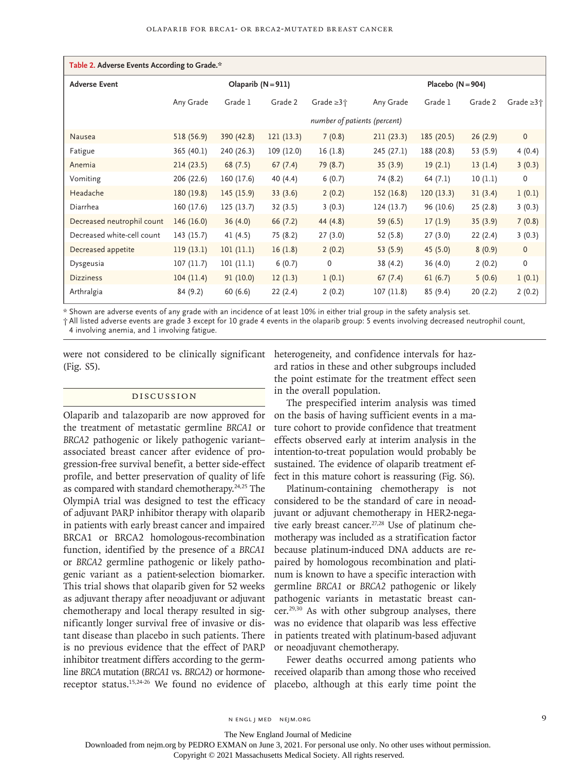**Table 2. Adverse Events According to Grade.***

| Adverse Event | Olaparib (N=911) | | | | Placebo (N=904) | | | |
|---|---|---|---|---|---|---|---|---|
| | Any Grade | Grade 1 | Grade 2 | Grade ≥3† | Any Grade | Grade 1 | Grade 2 | Grade ≥3† |
| | *number of patients (percent)* | | | | | | | |
| Nausea | 518 (56.9) | 390 (42.8) | 121 (13.3) | 7 (0.8) | 211 (23.3) | 185 (20.5) | 26 (2.9) | 0 |
| Fatigue | 365 (40.1) | 240 (26.3) | 109 (12.0) | 16 (1.8) | 245 (27.1) | 188 (20.8) | 53 (5.9) | 4 (0.4) |
| Anemia | 214 (23.5) | 68 (7.5) | 67 (7.4) | 79 (8.7) | 35 (3.9) | 19 (2.1) | 13 (1.4) | 3 (0.3) |
| Vomiting | 206 (22.6) | 160 (17.6) | 40 (4.4) | 6 (0.7) | 74 (8.2) | 64 (7.1) | 10 (1.1) | 0 |
| Headache | 180 (19.8) | 145 (15.9) | 33 (3.6) | 2 (0.2) | 152 (16.8) | 120 (13.3) | 31 (3.4) | 1 (0.1) |
| Diarrhea | 160 (17.6) | 125 (13.7) | 32 (3.5) | 3 (0.3) | 124 (13.7) | 96 (10.6) | 25 (2.8) | 3 (0.3) |
| Decreased neutrophil count | 146 (16.0) | 36 (4.0) | 66 (7.2) | 44 (4.8) | 59 (6.5) | 17 (1.9) | 35 (3.9) | 7 (0.8) |
| Decreased white-cell count | 143 (15.7) | 41 (4.5) | 75 (8.2) | 27 (3.0) | 52 (5.8) | 27 (3.0) | 22 (2.4) | 3 (0.3) |
| Decreased appetite | 119 (13.1) | 101 (11.1) | 16 (1.8) | 2 (0.2) | 53 (5.9) | 45 (5.0) | 8 (0.9) | 0 |
| Dysgeusia | 107 (11.7) | 101 (11.1) | 6 (0.7) | 0 | 38 (4.2) | 36 (4.0) | 2 (0.2) | 0 |
| Dizziness | 104 (11.4) | 91 (10.0) | 12 (1.3) | 1 (0.1) | 67 (7.4) | 61 (6.7) | 5 (0.6) | 1 (0.1) |
| Arthralgia | 84 (9.2) | 60 (6.6) | 22 (2.4) | 2 (0.2) | 107 (11.8) | 85 (9.4) | 20 (2.2) | 2 (0.2) |

\* Shown are adverse events of any grade with an incidence of at least 10% in either trial group in the safety analysis set.
† All listed adverse events are grade 3 except for 10 grade 4 events in the olaparib group: 5 events involving decreased neutrophil count, 4 involving anemia, and 1 involving fatigue.

were not considered to be clinically significant (Fig. S5).

## Discussion

Olaparib and talazoparib are now approved for the treatment of metastatic germline *BRCA1* or *BRCA2* pathogenic or likely pathogenic variant–associated breast cancer after evidence of progression-free survival benefit, a better side-effect profile, and better preservation of quality of life as compared with standard chemotherapy.[24,25] The OlympiA trial was designed to test the efficacy of adjuvant PARP inhibitor therapy with olaparib in patients with early breast cancer and impaired BRCA1 or BRCA2 homologous-recombination function, identified by the presence of a *BRCA1* or *BRCA2* germline pathogenic or likely pathogenic variant as a patient-selection biomarker. This trial shows that olaparib given for 52 weeks as adjuvant therapy after neoadjuvant or adjuvant chemotherapy and local therapy resulted in significantly longer survival free of invasive or distant disease than placebo in such patients. There is no previous evidence that the effect of PARP inhibitor treatment differs according to the germline *BRCA* mutation (*BRCA1* vs. *BRCA2*) or hormone-receptor status.[15,24-26] We found no evidence of heterogeneity, and confidence intervals for hazard ratios in these and other subgroups included the point estimate for the treatment effect seen in the overall population.

The prespecified interim analysis was timed on the basis of having sufficient events in a mature cohort to provide confidence that treatment effects observed early at interim analysis in the intention-to-treat population would probably be sustained. The evidence of olaparib treatment effect in this mature cohort is reassuring (Fig. S6).

Platinum-containing chemotherapy is not considered to be the standard of care in neoadjuvant or adjuvant chemotherapy in HER2-negative early breast cancer.[27,28] Use of platinum chemotherapy was included as a stratification factor because platinum-induced DNA adducts are repaired by homologous recombination and platinum is known to have a specific interaction with germline *BRCA1* or *BRCA2* pathogenic or likely pathogenic variants in metastatic breast cancer.[29,30] As with other subgroup analyses, there was no evidence that olaparib was less effective in patients treated with platinum-based adjuvant or neoadjuvant chemotherapy.

Fewer deaths occurred among patients who received olaparib than among those who received placebo, although at this early time point the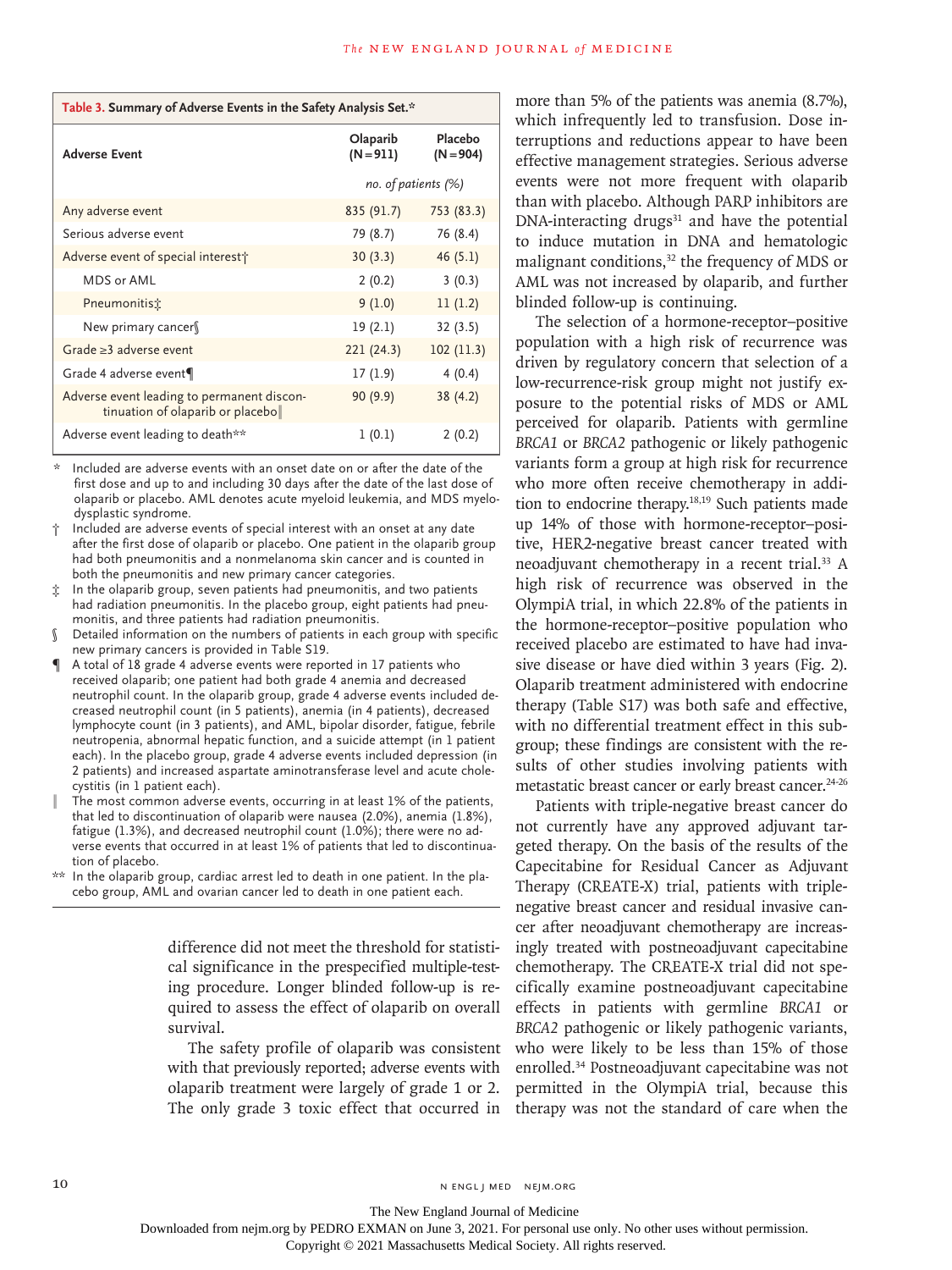**Table 3. Summary of Adverse Events in the Safety Analysis Set.***

| Adverse Event | Olaparib (N=911) | Placebo (N=904) |
|---|---|---|
| | *no. of patients (%)* | |
| Any adverse event | 835 (91.7) | 753 (83.3) |
| Serious adverse event | 79 (8.7) | 76 (8.4) |
| Adverse event of special interest† | 30 (3.3) | 46 (5.1) |
| MDS or AML | 2 (0.2) | 3 (0.3) |
| Pneumonitis‡ | 9 (1.0) | 11 (1.2) |
| New primary cancer§ | 19 (2.1) | 32 (3.5) |
| Grade ≥3 adverse event | 221 (24.3) | 102 (11.3) |
| Grade 4 adverse event¶ | 17 (1.9) | 4 (0.4) |
| Adverse event leading to permanent discontinuation of olaparib or placebo‖ | 90 (9.9) | 38 (4.2) |
| Adverse event leading to death** | 1 (0.1) | 2 (0.2) |

\* Included are adverse events with an onset date on or after the date of the first dose and up to and including 30 days after the date of the last dose of olaparib or placebo. AML denotes acute myeloid leukemia, and MDS myelodysplastic syndrome.

† Included are adverse events of special interest with an onset at any date after the first dose of olaparib or placebo. One patient in the olaparib group had both pneumonitis and a nonmelanoma skin cancer and is counted in both the pneumonitis and new primary cancer categories.

‡ In the olaparib group, seven patients had pneumonitis, and two patients had radiation pneumonitis. In the placebo group, eight patients had pneumonitis, and three patients had radiation pneumonitis.

§ Detailed information on the numbers of patients in each group with specific new primary cancers is provided in Table S19.

¶ A total of 18 grade 4 adverse events were reported in 17 patients who received olaparib; one patient had both grade 4 anemia and decreased neutrophil count. In the olaparib group, grade 4 adverse events included decreased neutrophil count (in 5 patients), anemia (in 4 patients), decreased lymphocyte count (in 3 patients), and AML, bipolar disorder, fatigue, febrile neutropenia, abnormal hepatic function, and a suicide attempt (in 1 patient each). In the placebo group, grade 4 adverse events included depression (in 2 patients) and increased aspartate aminotransferase level and acute cholecystitis (in 1 patient each).

‖ The most common adverse events, occurring in at least 1% of the patients, that led to discontinuation of olaparib were nausea (2.0%), anemia (1.8%), fatigue (1.3%), and decreased neutrophil count (1.0%); there were no adverse events that occurred in at least 1% of patients that led to discontinuation of placebo.

** In the olaparib group, cardiac arrest led to death in one patient. In the placebo group, AML and ovarian cancer led to death in one patient each.

difference did not meet the threshold for statistical significance in the prespecified multiple-testing procedure. Longer blinded follow-up is required to assess the effect of olaparib on overall survival.

The safety profile of olaparib was consistent with that previously reported; adverse events with olaparib treatment were largely of grade 1 or 2. The only grade 3 toxic effect that occurred in more than 5% of the patients was anemia (8.7%), which infrequently led to transfusion. Dose interruptions and reductions appear to have been effective management strategies. Serious adverse events were not more frequent with olaparib than with placebo. Although PARP inhibitors are DNA-interacting drugs[31] and have the potential to induce mutation in DNA and hematologic malignant conditions,[32] the frequency of MDS or AML was not increased by olaparib, and further blinded follow-up is continuing.

The selection of a hormone-receptor–positive population with a high risk of recurrence was driven by regulatory concern that selection of a low-recurrence-risk group might not justify exposure to the potential risks of MDS or AML perceived for olaparib. Patients with germline *BRCA1* or *BRCA2* pathogenic or likely pathogenic variants form a group at high risk for recurrence who more often receive chemotherapy in addition to endocrine therapy.[18,19] Such patients made up 14% of those with hormone-receptor–positive, HER2-negative breast cancer treated with neoadjuvant chemotherapy in a recent trial.[33] A high risk of recurrence was observed in the OlympiA trial, in which 22.8% of the patients in the hormone-receptor–positive population who received placebo are estimated to have had invasive disease or have died within 3 years (Fig. 2). Olaparib treatment administered with endocrine therapy (Table S17) was both safe and effective, with no differential treatment effect in this subgroup; these findings are consistent with the results of other studies involving patients with metastatic breast cancer or early breast cancer.[24-26]

Patients with triple-negative breast cancer do not currently have any approved adjuvant targeted therapy. On the basis of the results of the Capecitabine for Residual Cancer as Adjuvant Therapy (CREATE-X) trial, patients with triple-negative breast cancer and residual invasive cancer after neoadjuvant chemotherapy are increasingly treated with postneoadjuvant capecitabine chemotherapy. The CREATE-X trial did not specifically examine postneoadjuvant capecitabine effects in patients with germline *BRCA1* or *BRCA2* pathogenic or likely pathogenic variants, who were likely to be less than 15% of those enrolled.[34] Postneoadjuvant capecitabine was not permitted in the OlympiA trial, because this therapy was not the standard of care when the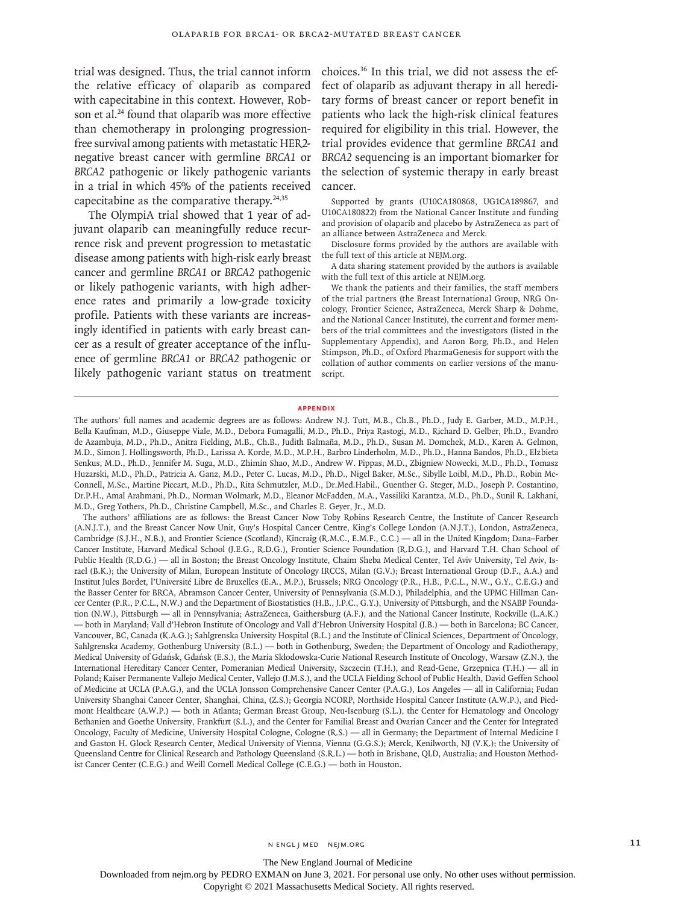trial was designed. Thus, the trial cannot inform the relative efficacy of olaparib as compared with capecitabine in this context. However, Robson et al.[24] found that olaparib was more effective than chemotherapy in prolonging progression-free survival among patients with metastatic HER2-negative breast cancer with germline *BRCA1* or *BRCA2* pathogenic or likely pathogenic variants in a trial in which 45% of the patients received capecitabine as the comparative therapy.[24,35]

The OlympiA trial showed that 1 year of adjuvant olaparib can meaningfully reduce recurrence risk and prevent progression to metastatic disease among patients with high-risk early breast cancer and germline *BRCA1* or *BRCA2* pathogenic or likely pathogenic variants, with high adherence rates and primarily a low-grade toxicity profile. Patients with these variants are increasingly identified in patients with early breast cancer as a result of greater acceptance of the influence of germline *BRCA1* or *BRCA2* pathogenic or likely pathogenic variant status on treatment choices.[36] In this trial, we did not assess the effect of olaparib as adjuvant therapy in all hereditary forms of breast cancer or report benefit in patients who lack the high-risk clinical features required for eligibility in this trial. However, the trial provides evidence that germline *BRCA1* and *BRCA2* sequencing is an important biomarker for the selection of systemic therapy in early breast cancer.

Supported by grants (U10CA180868, UG1CA189867, and U10CA180822) from the National Cancer Institute and funding and provision of olaparib and placebo by AstraZeneca as part of an alliance between AstraZeneca and Merck.

Disclosure forms provided by the authors are available with the full text of this article at NEJM.org.

A data sharing statement provided by the authors is available with the full text of this article at NEJM.org.

We thank the patients and their families, the staff members of the trial partners (the Breast International Group, NRG Oncology, Frontier Science, AstraZeneca, Merck Sharp & Dohme, and the National Cancer Institute), the current and former members of the trial committees and the investigators (listed in the Supplementary Appendix), and Aaron Borg, Ph.D., and Helen Stimpson, Ph.D., of Oxford PharmaGenesis for support with the collation of author comments on earlier versions of the manuscript.

## APPENDIX

The authors' full names and academic degrees are as follows: Andrew N.J. Tutt, M.B., Ch.B., Ph.D., Judy E. Garber, M.D., M.P.H., Bella Kaufman, M.D., Giuseppe Viale, M.D., Debora Fumagalli, M.D., Ph.D., Priya Rastogi, M.D., Richard D. Gelber, Ph.D., Evandro de Azambuja, M.D., Ph.D., Anitra Fielding, M.B., Ch.B., Judith Balmaña, M.D., Ph.D., Susan M. Domchek, M.D., Karen A. Gelmon, M.D., Simon J. Hollingsworth, Ph.D., Larissa A. Korde, M.D., M.P.H., Barbro Linderholm, M.D., Ph.D., Hanna Bandos, Ph.D., Elżbieta Senkus, M.D., Ph.D., Jennifer M. Suga, M.D., Zhimin Shao, M.D., Andrew W. Pippas, M.D., Zbigniew Nowecki, M.D., Ph.D., Tomasz Huzarski, M.D., Ph.D., Patricia A. Ganz, M.D., Peter C. Lucas, M.D., Ph.D., Nigel Baker, M.Sc., Sibylle Loibl, M.D., Ph.D., Robin McConnell, M.Sc., Martine Piccart, M.D., Ph.D., Rita Schmutzler, M.D., Dr.Med.Habil., Guenther G. Steger, M.D., Joseph P. Costantino, Dr.P.H., Amal Arahmani, Ph.D., Norman Wolmark, M.D., Eleanor McFadden, M.A., Vassiliki Karantza, M.D., Ph.D., Sunil R. Lakhani, M.D., Greg Yothers, Ph.D., Christine Campbell, M.Sc., and Charles E. Geyer, Jr., M.D.

The authors' affiliations are as follows: the Breast Cancer Now Toby Robins Research Centre, the Institute of Cancer Research (A.N.J.T.), and the Breast Cancer Now Unit, Guy's Hospital Cancer Centre, King's College London (A.N.J.T.), London, AstraZeneca, Cambridge (S.J.H., N.B.), and Frontier Science (Scotland), Kincraig (R.M.C., E.M.F., C.C.) — all in the United Kingdom; Dana–Farber Cancer Institute, Harvard Medical School (J.E.G., R.D.G.), Frontier Science Foundation (R.D.G.), and Harvard T.H. Chan School of Public Health (R.D.G.) — all in Boston; the Breast Oncology Institute, Chaim Sheba Medical Center, Tel Aviv University, Tel Aviv, Israel (B.K.); the University of Milan, European Institute of Oncology IRCCS, Milan (G.V.); Breast International Group (D.F., A.A.) and Institut Jules Bordet, l'Université Libre de Bruxelles (E.A., M.P.), Brussels; NRG Oncology (P.R., H.B., P.C.L., N.W., G.Y., C.E.G.) and the Basser Center for BRCA, Abramson Cancer Center, University of Pennsylvania (S.M.D.), Philadelphia, and the UPMC Hillman Cancer Center (P.R., P.C.L., N.W.) and the Department of Biostatistics (H.B., J.P.C., G.Y.), University of Pittsburgh, and the NSABP Foundation (N.W.), Pittsburgh — all in Pennsylvania; AstraZeneca, Gaithersburg (A.F.), and the National Cancer Institute, Rockville (L.A.K.) — both in Maryland; Vall d'Hebron Institute of Oncology and Vall d'Hebron University Hospital (J.B.) — both in Barcelona; BC Cancer, Vancouver, BC, Canada (K.A.G.); Sahlgrenska University Hospital (B.L.) and the Institute of Clinical Sciences, Department of Oncology, Sahlgrenska Academy, Gothenburg University (B.L.) — both in Gothenburg, Sweden; the Department of Oncology and Radiotherapy, Medical University of Gdańsk, Gdańsk (E.S.), the Maria Skłodowska-Curie National Research Institute of Oncology, Warsaw (Z.N.), the International Hereditary Cancer Center, Pomeranian Medical University, Szczecin (T.H.), and Read-Gene, Grzepnica (T.H.) — all in Poland; Kaiser Permanente Vallejo Medical Center, Vallejo (J.M.S.), and the UCLA Fielding School of Public Health, David Geffen School of Medicine at UCLA (P.A.G.), and the UCLA Jonsson Comprehensive Cancer Center (P.A.G.), Los Angeles — all in California; Fudan University Shanghai Cancer Center, Shanghai, China, (Z.S.); Georgia NCORP, Northside Hospital Cancer Institute (A.W.P.), and Piedmont Healthcare (A.W.P.) — both in Atlanta; German Breast Group, Neu-Isenburg (S.L.), the Center for Hematology and Oncology Bethanien and Goethe University, Frankfurt (S.L.), and the Center for Familial Breast and Ovarian Cancer and the Center for Integrated Oncology, Faculty of Medicine, University Hospital Cologne, Cologne (R.S.) — all in Germany; the Department of Internal Medicine I and Gaston H. Glock Research Center, Medical University of Vienna, Vienna (G.G.S.); Merck, Kenilworth, NJ (V.K.); the University of Queensland Centre for Clinical Research and Pathology Queensland (S.R.L.) — both in Brisbane, QLD, Australia; and Houston Methodist Cancer Center (C.E.G.) and Weill Cornell Medical College (C.E.G.) — both in Houston.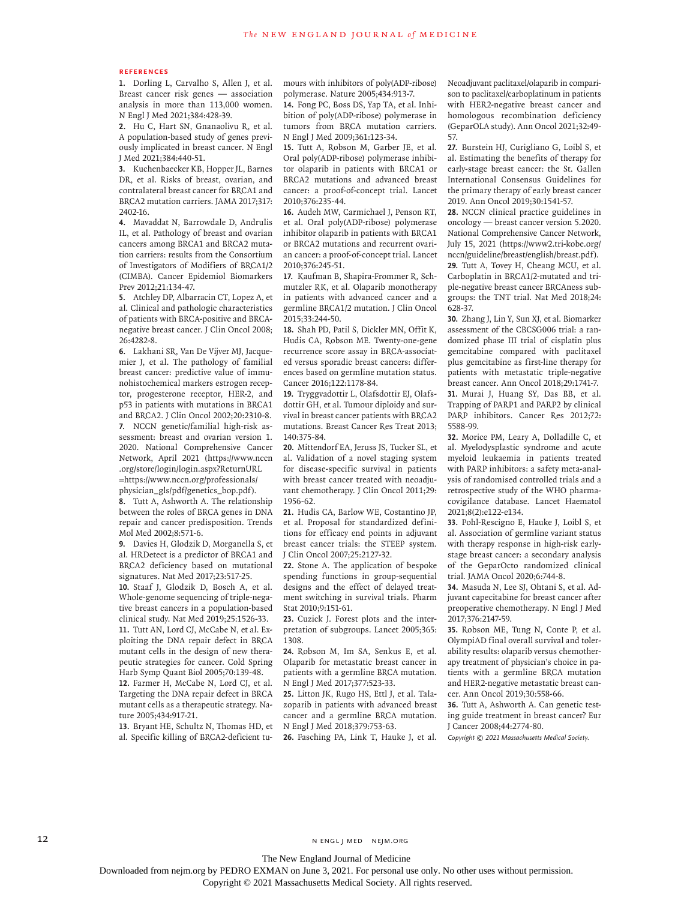## REFERENCES

1. Dorling L, Carvalho S, Allen J, et al. Breast cancer risk genes — association analysis in more than 113,000 women. N Engl J Med 2021;384:428-39.
2. Hu C, Hart SN, Gnanaolivu R, et al. A population-based study of genes previously implicated in breast cancer. N Engl J Med 2021;384:440-51.
3. Kuchenbaecker KB, Hopper JL, Barnes DR, et al. Risks of breast, ovarian, and contralateral breast cancer for BRCA1 and BRCA2 mutation carriers. JAMA 2017;317:2402-16.
4. Mavaddat N, Barrowdale D, Andrulis IL, et al. Pathology of breast and ovarian cancers among BRCA1 and BRCA2 mutation carriers: results from the Consortium of Investigators of Modifiers of BRCA1/2 (CIMBA). Cancer Epidemiol Biomarkers Prev 2012;21:134-47.
5. Atchley DP, Albarracin CT, Lopez A, et al. Clinical and pathologic characteristics of patients with BRCA-positive and BRCA-negative breast cancer. J Clin Oncol 2008;26:4282-8.
6. Lakhani SR, Van De Vijver MJ, Jacquemier J, et al. The pathology of familial breast cancer: predictive value of immunohistochemical markers estrogen receptor, progesterone receptor, HER-2, and p53 in patients with mutations in BRCA1 and BRCA2. J Clin Oncol 2002;20:2310-8.
7. NCCN genetic/familial high-risk assessment: breast and ovarian version 1. 2020. National Comprehensive Cancer Network, April 2021 (https://www.nccn.org/store/login/login.aspx?ReturnURL=https://www.nccn.org/professionals/physician_gls/pdf/genetics_bop.pdf).
8. Tutt A, Ashworth A. The relationship between the roles of BRCA genes in DNA repair and cancer predisposition. Trends Mol Med 2002;8:571-6.
9. Davies H, Glodzik D, Morganella S, et al. HRDetect is a predictor of BRCA1 and BRCA2 deficiency based on mutational signatures. Nat Med 2017;23:517-25.
10. Staaf J, Glodzik D, Bosch A, et al. Whole-genome sequencing of triple-negative breast cancers in a population-based clinical study. Nat Med 2019;25:1526-33.
11. Tutt AN, Lord CJ, McCabe N, et al. Exploiting the DNA repair defect in BRCA mutant cells in the design of new therapeutic strategies for cancer. Cold Spring Harb Symp Quant Biol 2005;70:139-48.
12. Farmer H, McCabe N, Lord CJ, et al. Targeting the DNA repair defect in BRCA mutant cells as a therapeutic strategy. Nature 2005;434:917-21.
13. Bryant HE, Schultz N, Thomas HD, et al. Specific killing of BRCA2-deficient tumours with inhibitors of poly(ADP-ribose) polymerase. Nature 2005;434:913-7.
14. Fong PC, Boss DS, Yap TA, et al. Inhibition of poly(ADP-ribose) polymerase in tumors from BRCA mutation carriers. N Engl J Med 2009;361:123-34.
15. Tutt A, Robson M, Garber JE, et al. Oral poly(ADP-ribose) polymerase inhibitor olaparib in patients with BRCA1 or BRCA2 mutations and advanced breast cancer: a proof-of-concept trial. Lancet 2010;376:235-44.
16. Audeh MW, Carmichael J, Penson RT, et al. Oral poly(ADP-ribose) polymerase inhibitor olaparib in patients with BRCA1 or BRCA2 mutations and recurrent ovarian cancer: a proof-of-concept trial. Lancet 2010;376:245-51.
17. Kaufman B, Shapira-Frommer R, Schmutzler RK, et al. Olaparib monotherapy in patients with advanced cancer and a germline BRCA1/2 mutation. J Clin Oncol 2015;33:244-50.
18. Shah PD, Patil S, Dickler MN, Offit K, Hudis CA, Robson ME. Twenty-one-gene recurrence score assay in BRCA-associated versus sporadic breast cancers: differences based on germline mutation status. Cancer 2016;122:1178-84.
19. Tryggvadottir L, Olafsdottir EJ, Olafsdottir GH, et al. Tumour diploidy and survival in breast cancer patients with BRCA2 mutations. Breast Cancer Res Treat 2013;140:375-84.
20. Mittendorf EA, Jeruss JS, Tucker SL, et al. Validation of a novel staging system for disease-specific survival in patients with breast cancer treated with neoadjuvant chemotherapy. J Clin Oncol 2011;29:1956-62.
21. Hudis CA, Barlow WE, Costantino JP, et al. Proposal for standardized definitions for efficacy end points in adjuvant breast cancer trials: the STEEP system. J Clin Oncol 2007;25:2127-32.
22. Stone A. The application of bespoke spending functions in group-sequential designs and the effect of delayed treatment switching in survival trials. Pharm Stat 2010;9:151-61.
23. Cuzick J. Forest plots and the interpretation of subgroups. Lancet 2005;365:1308.
24. Robson M, Im SA, Senkus E, et al. Olaparib for metastatic breast cancer in patients with a germline BRCA mutation. N Engl J Med 2017;377:523-33.
25. Litton JK, Rugo HS, Ettl J, et al. Talazoparib in patients with advanced breast cancer and a germline BRCA mutation. N Engl J Med 2018;379:753-63.
26. Fasching PA, Link T, Hauke J, et al. Neoadjuvant paclitaxel/olaparib in comparison to paclitaxel/carboplatinum in patients with HER2-negative breast cancer and homologous recombination deficiency (GeparOLA study). Ann Oncol 2021;32:49-57.
27. Burstein HJ, Curigliano G, Loibl S, et al. Estimating the benefits of therapy for early-stage breast cancer: the St. Gallen International Consensus Guidelines for the primary therapy of early breast cancer 2019. Ann Oncol 2019;30:1541-57.
28. NCCN clinical practice guidelines in oncology — breast cancer version 5.2020. National Comprehensive Cancer Network, July 15, 2021 (https://www2.tri-kobe.org/nccn/guideline/breast/english/breast.pdf).
29. Tutt A, Tovey H, Cheang MCU, et al. Carboplatin in BRCA1/2-mutated and triple-negative breast cancer BRCAness subgroups: the TNT trial. Nat Med 2018;24:628-37.
30. Zhang J, Lin Y, Sun XJ, et al. Biomarker assessment of the CBCSG006 trial: a randomized phase III trial of cisplatin plus gemcitabine compared with paclitaxel plus gemcitabine as first-line therapy for patients with metastatic triple-negative breast cancer. Ann Oncol 2018;29:1741-7.
31. Murai J, Huang SY, Das BB, et al. Trapping of PARP1 and PARP2 by clinical PARP inhibitors. Cancer Res 2012;72:5588-99.
32. Morice PM, Leary A, Dolladille C, et al. Myelodysplastic syndrome and acute myeloid leukaemia in patients treated with PARP inhibitors: a safety meta-analysis of randomised controlled trials and a retrospective study of the WHO pharmacovigilance database. Lancet Haematol 2021;8(2):e122-e134.
33. Pohl-Rescigno E, Hauke J, Loibl S, et al. Association of germline variant status with therapy response in high-risk early-stage breast cancer: a secondary analysis of the GeparOcto randomized clinical trial. JAMA Oncol 2020;6:744-8.
34. Masuda N, Lee SJ, Ohtani S, et al. Adjuvant capecitabine for breast cancer after preoperative chemotherapy. N Engl J Med 2017;376:2147-59.
35. Robson ME, Tung N, Conte P, et al. OlympiAD final overall survival and tolerability results: olaparib versus chemotherapy treatment of physician's choice in patients with a germline BRCA mutation and HER2-negative metastatic breast cancer. Ann Oncol 2019;30:558-66.
36. Tutt A, Ashworth A. Can genetic testing guide treatment in breast cancer? Eur J Cancer 2008;44:2774-80.

*Copyright © 2021 Massachusetts Medical Society.*